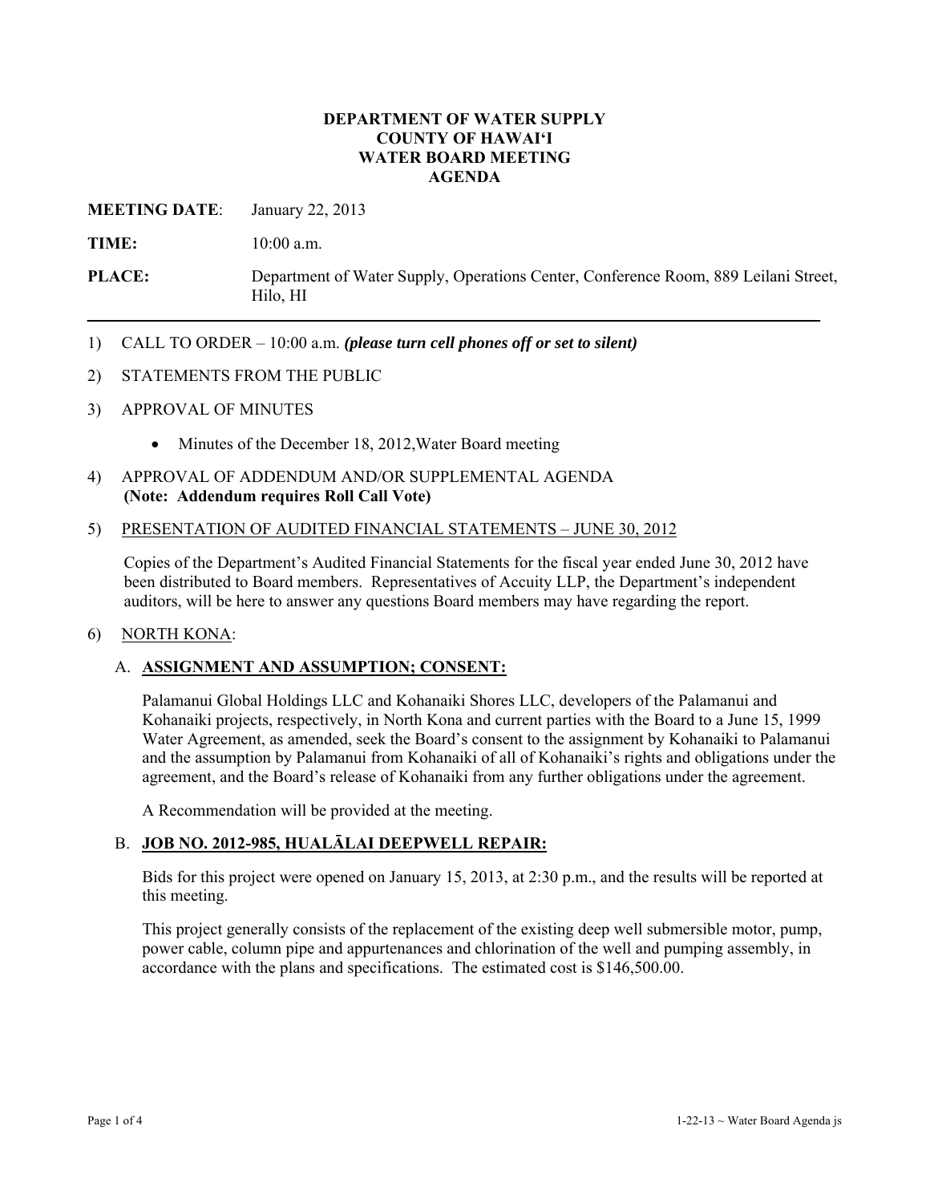# DEPARTMENT OF WATER SUPPLY
# COUNTY OF HAWAI'I
# WATER BOARD MEETING
# AGENDA

**MEETING DATE**: January 22, 2013

**TIME:** 10:00 a.m.

**PLACE:** Department of Water Supply, Operations Center, Conference Room, 889 Leilani Street, Hilo, HI

---

1) CALL TO ORDER – 10:00 a.m. ***(please turn cell phones off or set to silent)***

2) STATEMENTS FROM THE PUBLIC

3) APPROVAL OF MINUTES

   - Minutes of the December 18, 2012,Water Board meeting

4) APPROVAL OF ADDENDUM AND/OR SUPPLEMENTAL AGENDA
   **(Note: Addendum requires Roll Call Vote)**

5) PRESENTATION OF AUDITED FINANCIAL STATEMENTS – JUNE 30, 2012

   Copies of the Department's Audited Financial Statements for the fiscal year ended June 30, 2012 have been distributed to Board members. Representatives of Accuity LLP, the Department's independent auditors, will be here to answer any questions Board members may have regarding the report.

6) NORTH KONA:

   A. **ASSIGNMENT AND ASSUMPTION; CONSENT:**

   Palamanui Global Holdings LLC and Kohanaiki Shores LLC, developers of the Palamanui and Kohanaiki projects, respectively, in North Kona and current parties with the Board to a June 15, 1999 Water Agreement, as amended, seek the Board's consent to the assignment by Kohanaiki to Palamanui and the assumption by Palamanui from Kohanaiki of all of Kohanaiki's rights and obligations under the agreement, and the Board's release of Kohanaiki from any further obligations under the agreement.

   A Recommendation will be provided at the meeting.

   B. **JOB NO. 2012-985, HUALĀLAI DEEPWELL REPAIR:**

   Bids for this project were opened on January 15, 2013, at 2:30 p.m., and the results will be reported at this meeting.

   This project generally consists of the replacement of the existing deep well submersible motor, pump, power cable, column pipe and appurtenances and chlorination of the well and pumping assembly, in accordance with the plans and specifications. The estimated cost is $146,500.00.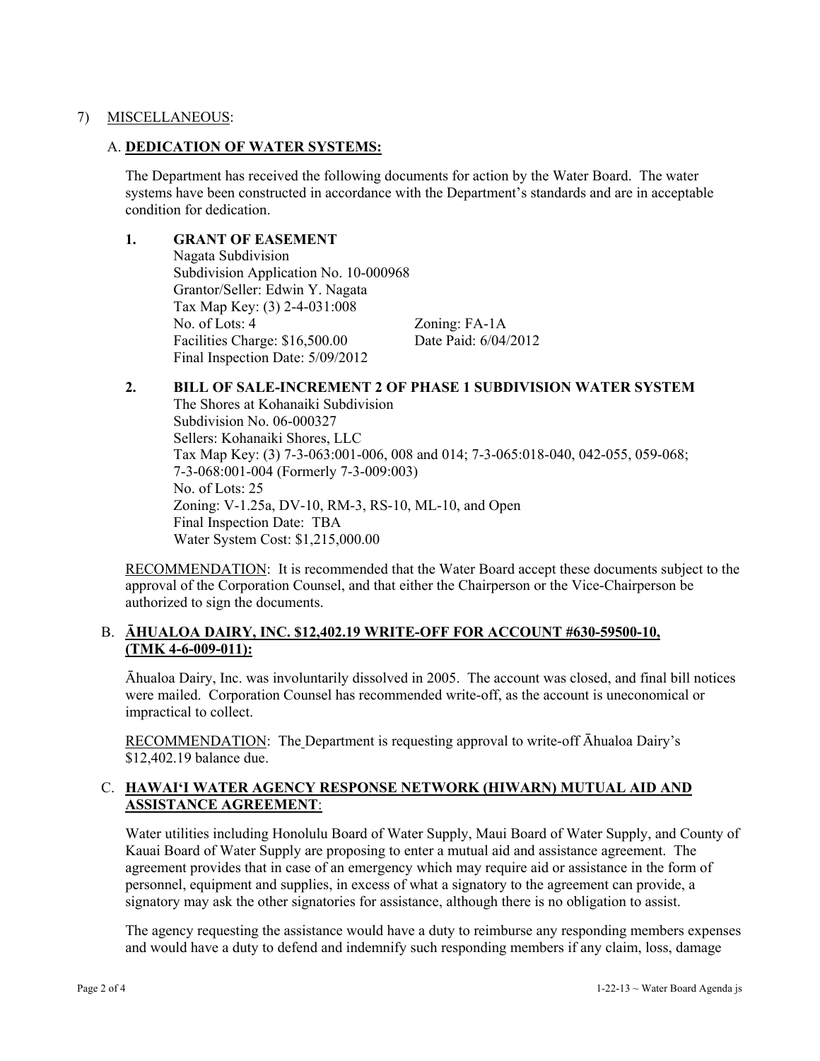## 7) MISCELLANEOUS:

### A. DEDICATION OF WATER SYSTEMS:

The Department has received the following documents for action by the Water Board. The water systems have been constructed in accordance with the Department's standards and are in acceptable condition for dedication.

**1. GRANT OF EASEMENT**

Nagata Subdivision
Subdivision Application No. 10-000968
Grantor/Seller: Edwin Y. Nagata
Tax Map Key: (3) 2-4-031:008
No. of Lots: 4 Zoning: FA-1A
Facilities Charge: $16,500.00 Date Paid: 6/04/2012
Final Inspection Date: 5/09/2012

**2. BILL OF SALE-INCREMENT 2 OF PHASE 1 SUBDIVISION WATER SYSTEM**

The Shores at Kohanaiki Subdivision
Subdivision No. 06-000327
Sellers: Kohanaiki Shores, LLC
Tax Map Key: (3) 7-3-063:001-006, 008 and 014; 7-3-065:018-040, 042-055, 059-068; 7-3-068:001-004 (Formerly 7-3-009:003)
No. of Lots: 25
Zoning: V-1.25a, DV-10, RM-3, RS-10, ML-10, and Open
Final Inspection Date: TBA
Water System Cost: $1,215,000.00

RECOMMENDATION: It is recommended that the Water Board accept these documents subject to the approval of the Corporation Counsel, and that either the Chairperson or the Vice-Chairperson be authorized to sign the documents.

### B. ĀHUALOA DAIRY, INC. $12,402.19 WRITE-OFF FOR ACCOUNT #630-59500-10, (TMK 4-6-009-011):

Āhualoa Dairy, Inc. was involuntarily dissolved in 2005. The account was closed, and final bill notices were mailed. Corporation Counsel has recommended write-off, as the account is uneconomical or impractical to collect.

RECOMMENDATION: The Department is requesting approval to write-off Āhualoa Dairy's $12,402.19 balance due.

### C. HAWAI'I WATER AGENCY RESPONSE NETWORK (HIWARN) MUTUAL AID AND ASSISTANCE AGREEMENT:

Water utilities including Honolulu Board of Water Supply, Maui Board of Water Supply, and County of Kauai Board of Water Supply are proposing to enter a mutual aid and assistance agreement. The agreement provides that in case of an emergency which may require aid or assistance in the form of personnel, equipment and supplies, in excess of what a signatory to the agreement can provide, a signatory may ask the other signatories for assistance, although there is no obligation to assist.

The agency requesting the assistance would have a duty to reimburse any responding members expenses and would have a duty to defend and indemnify such responding members if any claim, loss, damage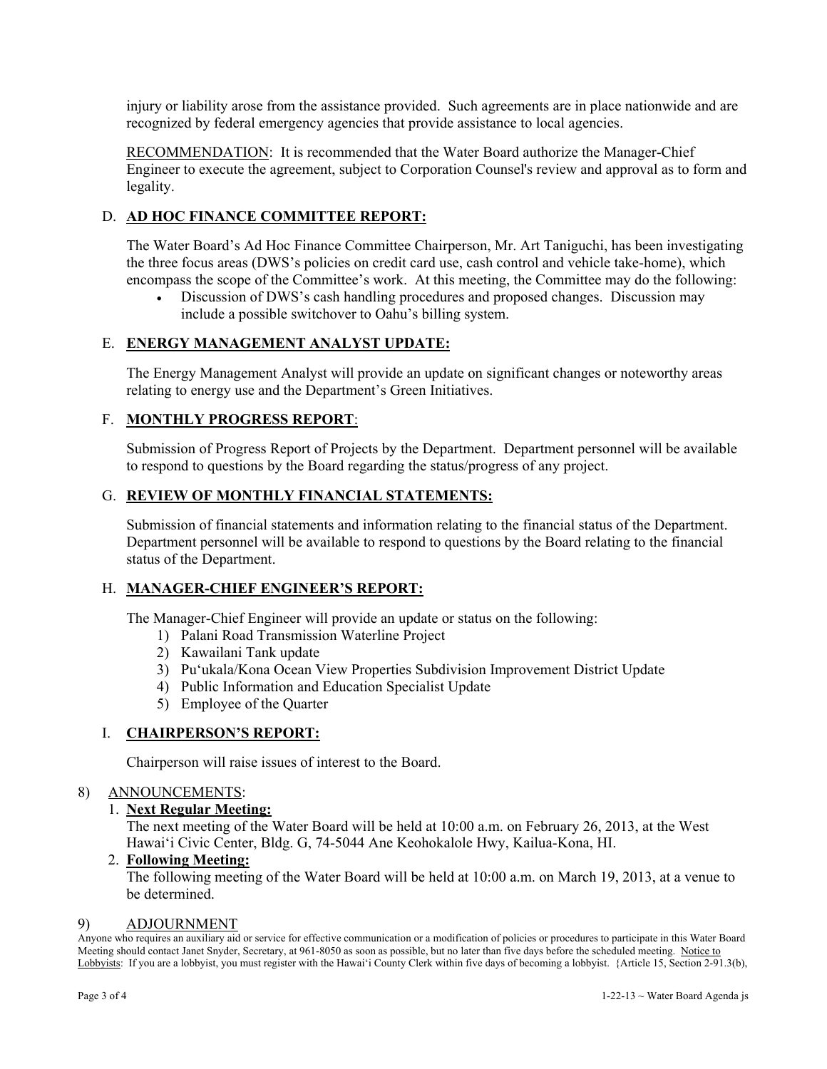injury or liability arose from the assistance provided. Such agreements are in place nationwide and are recognized by federal emergency agencies that provide assistance to local agencies.

RECOMMENDATION: It is recommended that the Water Board authorize the Manager-Chief Engineer to execute the agreement, subject to Corporation Counsel's review and approval as to form and legality.

D. **AD HOC FINANCE COMMITTEE REPORT:**

The Water Board's Ad Hoc Finance Committee Chairperson, Mr. Art Taniguchi, has been investigating the three focus areas (DWS's policies on credit card use, cash control and vehicle take-home), which encompass the scope of the Committee's work. At this meeting, the Committee may do the following:

- Discussion of DWS's cash handling procedures and proposed changes. Discussion may include a possible switchover to Oahu's billing system.

E. **ENERGY MANAGEMENT ANALYST UPDATE:**

The Energy Management Analyst will provide an update on significant changes or noteworthy areas relating to energy use and the Department's Green Initiatives.

F. **MONTHLY PROGRESS REPORT**:

Submission of Progress Report of Projects by the Department. Department personnel will be available to respond to questions by the Board regarding the status/progress of any project.

G. **REVIEW OF MONTHLY FINANCIAL STATEMENTS:**

Submission of financial statements and information relating to the financial status of the Department. Department personnel will be available to respond to questions by the Board relating to the financial status of the Department.

H. **MANAGER-CHIEF ENGINEER'S REPORT:**

The Manager-Chief Engineer will provide an update or status on the following:

1) Palani Road Transmission Waterline Project
2) Kawailani Tank update
3) Pu'ukala/Kona Ocean View Properties Subdivision Improvement District Update
4) Public Information and Education Specialist Update
5) Employee of the Quarter

I. **CHAIRPERSON'S REPORT:**

Chairperson will raise issues of interest to the Board.

8) ANNOUNCEMENTS:

1. **Next Regular Meeting:**
   The next meeting of the Water Board will be held at 10:00 a.m. on February 26, 2013, at the West Hawai'i Civic Center, Bldg. G, 74-5044 Ane Keohokalole Hwy, Kailua-Kona, HI.
2. **Following Meeting:**
   The following meeting of the Water Board will be held at 10:00 a.m. on March 19, 2013, at a venue to be determined.

9) ADJOURNMENT

Anyone who requires an auxiliary aid or service for effective communication or a modification of policies or procedures to participate in this Water Board Meeting should contact Janet Snyder, Secretary, at 961-8050 as soon as possible, but no later than five days before the scheduled meeting. Notice to Lobbyists: If you are a lobbyist, you must register with the Hawai'i County Clerk within five days of becoming a lobbyist. {Article 15, Section 2-91.3(b),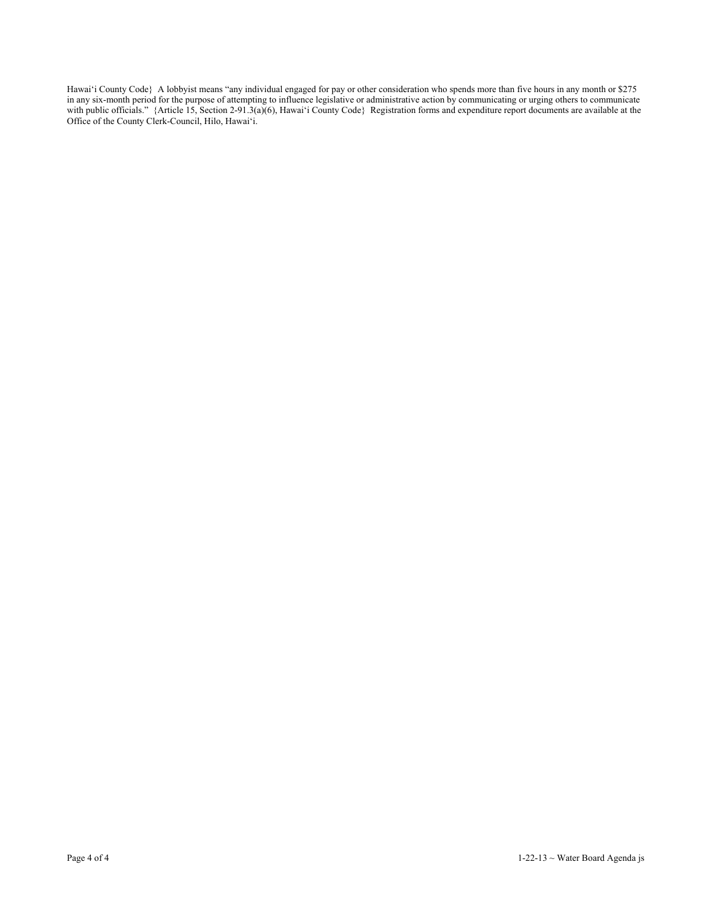Hawaiʻi County Code} A lobbyist means "any individual engaged for pay or other consideration who spends more than five hours in any month or $275 in any six-month period for the purpose of attempting to influence legislative or administrative action by communicating or urging others to communicate with public officials." {Article 15, Section 2-91.3(a)(6), Hawaiʻi County Code} Registration forms and expenditure report documents are available at the Office of the County Clerk-Council, Hilo, Hawaiʻi.